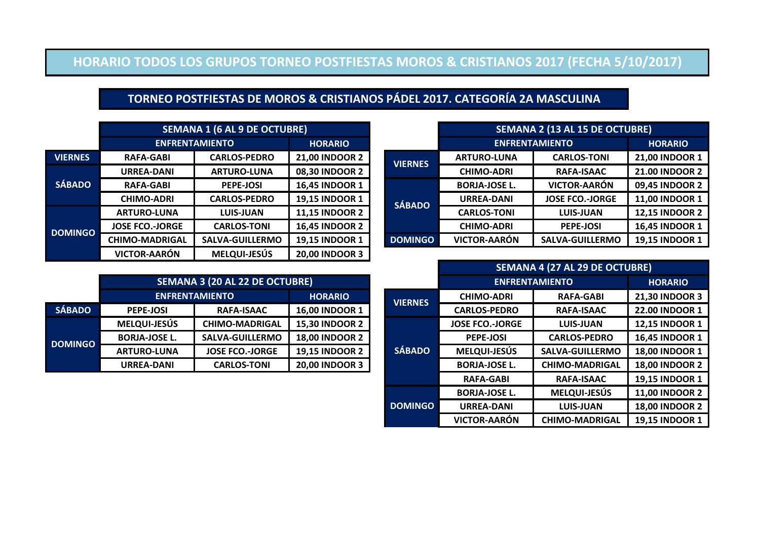# HORARIO TODOS LOS GRUPOS TORNEO POSTFIESTAS MOROS & CRISTIANOS 2017 (FECHA 5/10/2017)

## TORNEO POSTFIESTAS DE MOROS & CRISTIANOS PÁDEL 2017. CATEGORÍA 2A MASCULINA

| | SEMANA 1 (6 AL 9 DE OCTUBRE) | | |
|---|---|---|---|
| | ENFRENTAMIENTO | | HORARIO |
| VIERNES | RAFA-GABI | CARLOS-PEDRO | 21,00 INDOOR 2 |
| SÁBADO | URREA-DANI | ARTURO-LUNA | 08,30 INDOOR 2 |
| | RAFA-GABI | PEPE-JOSI | 16,45 INDOOR 1 |
| | CHIMO-ADRI | CARLOS-PEDRO | 19,15 INDOOR 1 |
| DOMINGO | ARTURO-LUNA | LUIS-JUAN | 11,15 INDOOR 2 |
| | JOSE FCO.-JORGE | CARLOS-TONI | 16,45 INDOOR 2 |
| | CHIMO-MADRIGAL | SALVA-GUILLERMO | 19,15 INDOOR 1 |
| | VICTOR-AARÓN | MELQUI-JESÚS | 20,00 INDOOR 3 |

| | SEMANA 2 (13 AL 15 DE OCTUBRE) | | |
|---|---|---|---|
| | ENFRENTAMIENTO | | HORARIO |
| VIERNES | ARTURO-LUNA | CARLOS-TONI | 21,00 INDOOR 1 |
| | CHIMO-ADRI | RAFA-ISAAC | 21.00 INDOOR 2 |
| SÁBADO | BORJA-JOSE L. | VICTOR-AARÓN | 09,45 INDOOR 2 |
| | URREA-DANI | JOSE FCO.-JORGE | 11,00 INDOOR 1 |
| | CARLOS-TONI | LUIS-JUAN | 12,15 INDOOR 2 |
| | CHIMO-ADRI | PEPE-JOSI | 16,45 INDOOR 1 |
| DOMINGO | VICTOR-AARÓN | SALVA-GUILLERMO | 19,15 INDOOR 1 |

| | SEMANA 3 (20 AL 22 DE OCTUBRE) | | |
|---|---|---|---|
| | ENFRENTAMIENTO | | HORARIO |
| SÁBADO | PEPE-JOSI | RAFA-ISAAC | 16,00 INDOOR 1 |
| DOMINGO | MELQUI-JESÚS | CHIMO-MADRIGAL | 15,30 INDOOR 2 |
| | BORJA-JOSE L. | SALVA-GUILLERMO | 18,00 INDOOR 2 |
| | ARTURO-LUNA | JOSE FCO.-JORGE | 19,15 INDOOR 2 |
| | URREA-DANI | CARLOS-TONI | 20,00 INDOOR 3 |

| | SEMANA 4 (27 AL 29 DE OCTUBRE) | | |
|---|---|---|---|
| | ENFRENTAMIENTO | | HORARIO |
| VIERNES | CHIMO-ADRI | RAFA-GABI | 21,30 INDOOR 3 |
| | CARLOS-PEDRO | RAFA-ISAAC | 22.00 INDOOR 1 |
| SÁBADO | JOSE FCO.-JORGE | LUIS-JUAN | 12,15 INDOOR 1 |
| | PEPE-JOSI | CARLOS-PEDRO | 16,45 INDOOR 1 |
| | MELQUI-JESÚS | SALVA-GUILLERMO | 18,00 INDOOR 1 |
| | BORJA-JOSE L. | CHIMO-MADRIGAL | 18,00 INDOOR 2 |
| | RAFA-GABI | RAFA-ISAAC | 19,15 INDOOR 1 |
| DOMINGO | BORJA-JOSE L. | MELQUI-JESÚS | 11,00 INDOOR 2 |
| | URREA-DANI | LUIS-JUAN | 18,00 INDOOR 2 |
| | VICTOR-AARÓN | CHIMO-MADRIGAL | 19,15 INDOOR 1 |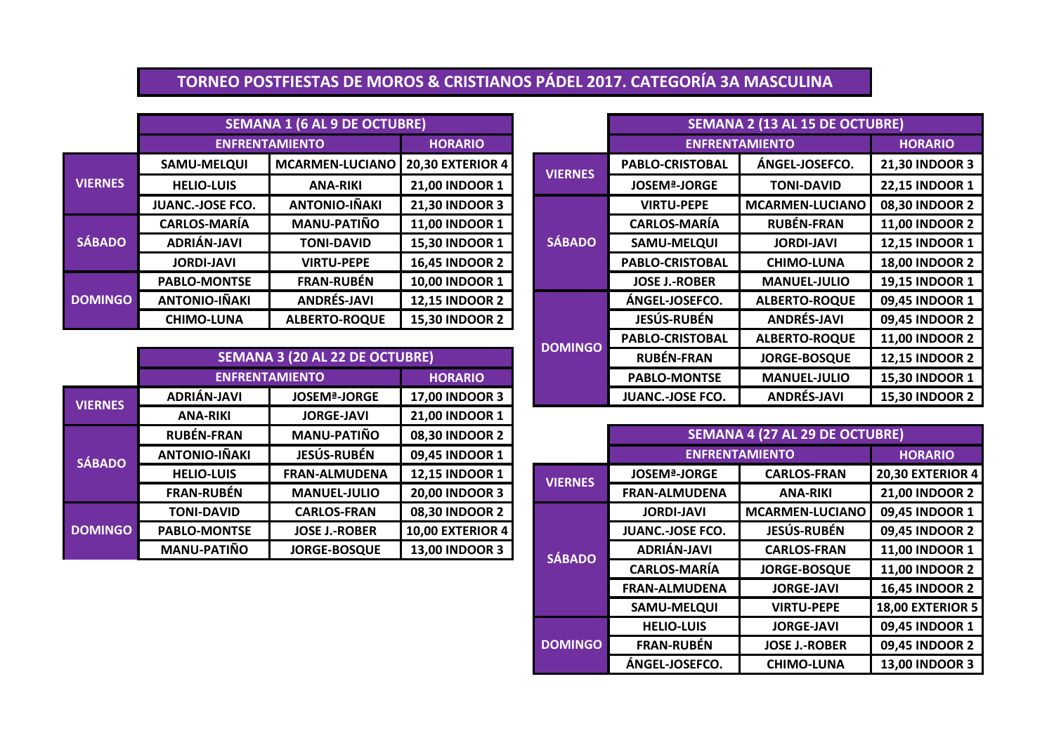# TORNEO POSTFIESTAS DE MOROS & CRISTIANOS PÁDEL 2017. CATEGORÍA 3A MASCULINA

| | SEMANA 1 (6 AL 9 DE OCTUBRE) | | |
|---|---|---|---|
| | ENFRENTAMIENTO | | HORARIO |
| VIERNES | SAMU-MELQUI | MCARMEN-LUCIANO | 20,30 EXTERIOR 4 |
| | HELIO-LUIS | ANA-RIKI | 21,00 INDOOR 1 |
| | JUANC.-JOSE FCO. | ANTONIO-IÑAKI | 21,30 INDOOR 3 |
| SÁBADO | CARLOS-MARÍA | MANU-PATIÑO | 11,00 INDOOR 1 |
| | ADRIÁN-JAVI | TONI-DAVID | 15,30 INDOOR 1 |
| | JORDI-JAVI | VIRTU-PEPE | 16,45 INDOOR 2 |
| DOMINGO | PABLO-MONTSE | FRAN-RUBÉN | 10,00 INDOOR 1 |
| | ANTONIO-IÑAKI | ANDRÉS-JAVI | 12,15 INDOOR 2 |
| | CHIMO-LUNA | ALBERTO-ROQUE | 15,30 INDOOR 2 |

| | SEMANA 2 (13 AL 15 DE OCTUBRE) | | |
|---|---|---|---|
| | ENFRENTAMIENTO | | HORARIO |
| VIERNES | PABLO-CRISTOBAL | ÁNGEL-JOSEFCO. | 21,30 INDOOR 3 |
| | JOSEMª-JORGE | TONI-DAVID | 22,15 INDOOR 1 |
| SÁBADO | VIRTU-PEPE | MCARMEN-LUCIANO | 08,30 INDOOR 2 |
| | CARLOS-MARÍA | RUBÉN-FRAN | 11,00 INDOOR 2 |
| | SAMU-MELQUI | JORDI-JAVI | 12,15 INDOOR 1 |
| | PABLO-CRISTOBAL | CHIMO-LUNA | 18,00 INDOOR 2 |
| | JOSE J.-ROBER | MANUEL-JULIO | 19,15 INDOOR 1 |
| DOMINGO | ÁNGEL-JOSEFCO. | ALBERTO-ROQUE | 09,45 INDOOR 1 |
| | JESÚS-RUBÉN | ANDRÉS-JAVI | 09,45 INDOOR 2 |
| | PABLO-CRISTOBAL | ALBERTO-ROQUE | 11,00 INDOOR 2 |
| | RUBÉN-FRAN | JORGE-BOSQUE | 12,15 INDOOR 2 |
| | PABLO-MONTSE | MANUEL-JULIO | 15,30 INDOOR 1 |
| | JUANC.-JOSE FCO. | ANDRÉS-JAVI | 15,30 INDOOR 2 |

| | SEMANA 3 (20 AL 22 DE OCTUBRE) | | |
|---|---|---|---|
| | ENFRENTAMIENTO | | HORARIO |
| VIERNES | ADRIÁN-JAVI | JOSEMª-JORGE | 17,00 INDOOR 3 |
| | ANA-RIKI | JORGE-JAVI | 21,00 INDOOR 1 |
| SÁBADO | RUBÉN-FRAN | MANU-PATIÑO | 08,30 INDOOR 2 |
| | ANTONIO-IÑAKI | JESÚS-RUBÉN | 09,45 INDOOR 1 |
| | HELIO-LUIS | FRAN-ALMUDENA | 12,15 INDOOR 1 |
| | FRAN-RUBÉN | MANUEL-JULIO | 20,00 INDOOR 3 |
| DOMINGO | TONI-DAVID | CARLOS-FRAN | 08,30 INDOOR 2 |
| | PABLO-MONTSE | JOSE J.-ROBER | 10,00 EXTERIOR 4 |
| | MANU-PATIÑO | JORGE-BOSQUE | 13,00 INDOOR 3 |

| | SEMANA 4 (27 AL 29 DE OCTUBRE) | | |
|---|---|---|---|
| | ENFRENTAMIENTO | | HORARIO |
| VIERNES | JOSEMª-JORGE | CARLOS-FRAN | 20,30 EXTERIOR 4 |
| | FRAN-ALMUDENA | ANA-RIKI | 21,00 INDOOR 2 |
| SÁBADO | JORDI-JAVI | MCARMEN-LUCIANO | 09,45 INDOOR 1 |
| | JUANC.-JOSE FCO. | JESÚS-RUBÉN | 09,45 INDOOR 2 |
| | ADRIÁN-JAVI | CARLOS-FRAN | 11,00 INDOOR 1 |
| | CARLOS-MARÍA | JORGE-BOSQUE | 11,00 INDOOR 2 |
| | FRAN-ALMUDENA | JORGE-JAVI | 16,45 INDOOR 2 |
| | SAMU-MELQUI | VIRTU-PEPE | 18,00 EXTERIOR 5 |
| DOMINGO | HELIO-LUIS | JORGE-JAVI | 09,45 INDOOR 1 |
| | FRAN-RUBÉN | JOSE J.-ROBER | 09,45 INDOOR 2 |
| | ÁNGEL-JOSEFCO. | CHIMO-LUNA | 13,00 INDOOR 3 |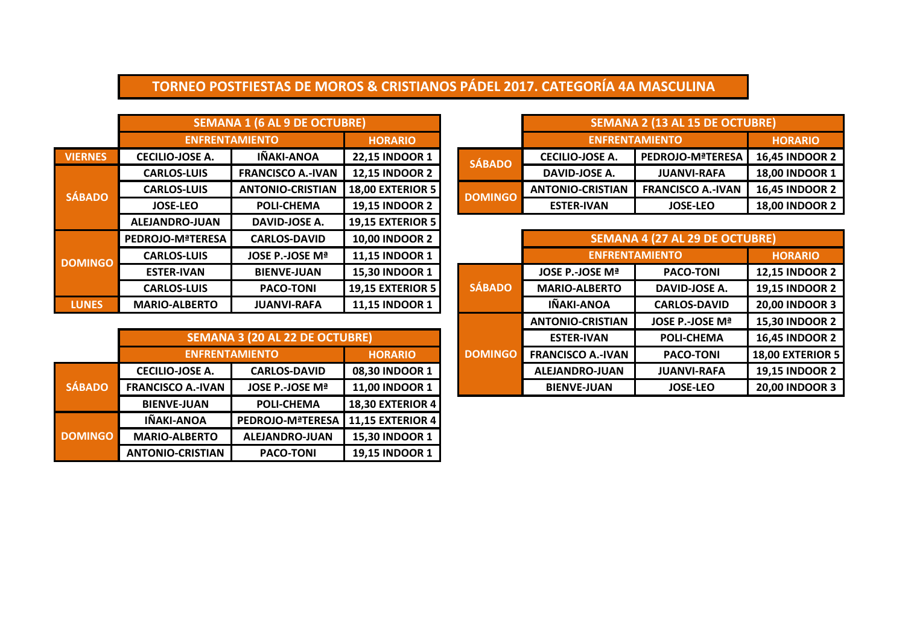# TORNEO POSTFIESTAS DE MOROS & CRISTIANOS PÁDEL 2017. CATEGORÍA 4A MASCULINA

| | SEMANA 1 (6 AL 9 DE OCTUBRE) | | |
|---|---|---|---|
| | ENFRENTAMIENTO | | HORARIO |
| VIERNES | CECILIO-JOSE A. | IÑAKI-ANOA | 22,15 INDOOR 1 |
| SÁBADO | CARLOS-LUIS | FRANCISCO A.-IVAN | 12,15 INDOOR 2 |
| | CARLOS-LUIS | ANTONIO-CRISTIAN | 18,00 EXTERIOR 5 |
| | JOSE-LEO | POLI-CHEMA | 19,15 INDOOR 2 |
| | ALEJANDRO-JUAN | DAVID-JOSE A. | 19,15 EXTERIOR 5 |
| DOMINGO | PEDROJO-MªTERESA | CARLOS-DAVID | 10,00 INDOOR 2 |
| | CARLOS-LUIS | JOSE P.-JOSE Mª | 11,15 INDOOR 1 |
| | ESTER-IVAN | BIENVE-JUAN | 15,30 INDOOR 1 |
| | CARLOS-LUIS | PACO-TONI | 19,15 EXTERIOR 5 |
| LUNES | MARIO-ALBERTO | JUANVI-RAFA | 11,15 INDOOR 1 |

| | SEMANA 2 (13 AL 15 DE OCTUBRE) | | |
|---|---|---|---|
| | ENFRENTAMIENTO | | HORARIO |
| SÁBADO | CECILIO-JOSE A. | PEDROJO-MªTERESA | 16,45 INDOOR 2 |
| | DAVID-JOSE A. | JUANVI-RAFA | 18,00 INDOOR 1 |
| DOMINGO | ANTONIO-CRISTIAN | FRANCISCO A.-IVAN | 16,45 INDOOR 2 |
| | ESTER-IVAN | JOSE-LEO | 18,00 INDOOR 2 |

| | SEMANA 3 (20 AL 22 DE OCTUBRE) | | |
|---|---|---|---|
| | ENFRENTAMIENTO | | HORARIO |
| SÁBADO | CECILIO-JOSE A. | CARLOS-DAVID | 08,30 INDOOR 1 |
| | FRANCISCO A.-IVAN | JOSE P.-JOSE Mª | 11,00 INDOOR 1 |
| | BIENVE-JUAN | POLI-CHEMA | 18,30 EXTERIOR 4 |
| DOMINGO | IÑAKI-ANOA | PEDROJO-MªTERESA | 11,15 EXTERIOR 4 |
| | MARIO-ALBERTO | ALEJANDRO-JUAN | 15,30 INDOOR 1 |
| | ANTONIO-CRISTIAN | PACO-TONI | 19,15 INDOOR 1 |

| | SEMANA 4 (27 AL 29 DE OCTUBRE) | | |
|---|---|---|---|
| | ENFRENTAMIENTO | | HORARIO |
| SÁBADO | JOSE P.-JOSE Mª | PACO-TONI | 12,15 INDOOR 2 |
| | MARIO-ALBERTO | DAVID-JOSE A. | 19,15 INDOOR 2 |
| | IÑAKI-ANOA | CARLOS-DAVID | 20,00 INDOOR 3 |
| DOMINGO | ANTONIO-CRISTIAN | JOSE P.-JOSE Mª | 15,30 INDOOR 2 |
| | ESTER-IVAN | POLI-CHEMA | 16,45 INDOOR 2 |
| | FRANCISCO A.-IVAN | PACO-TONI | 18,00 EXTERIOR 5 |
| | ALEJANDRO-JUAN | JUANVI-RAFA | 19,15 INDOOR 2 |
| | BIENVE-JUAN | JOSE-LEO | 20,00 INDOOR 3 |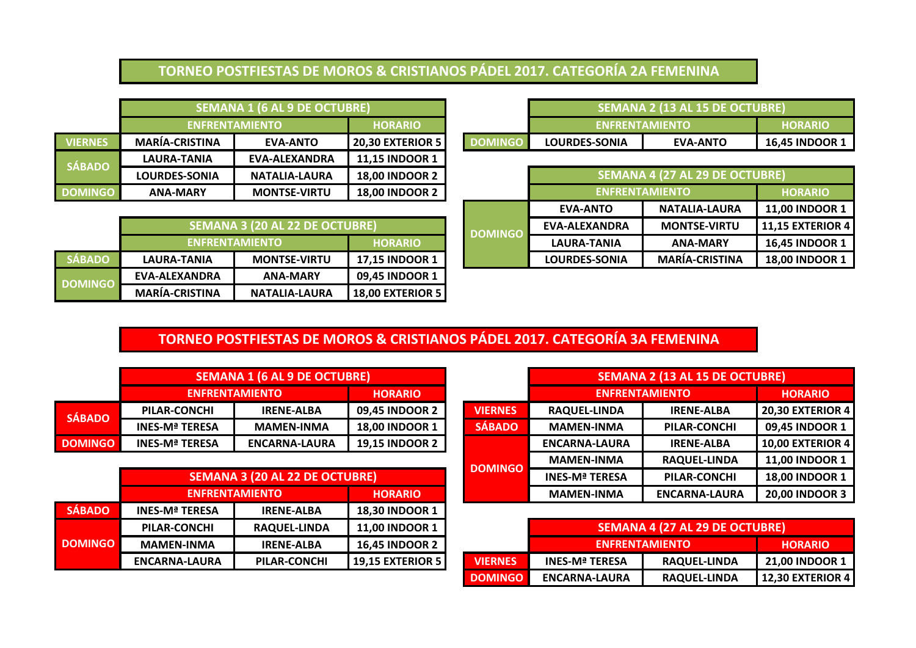## TORNEO POSTFIESTAS DE MOROS & CRISTIANOS PÁDEL 2017. CATEGORÍA 2A FEMENINA

| | SEMANA 1 (6 AL 9 DE OCTUBRE) | | |
|---|---|---|---|
| | ENFRENTAMIENTO | | HORARIO |
| VIERNES | MARÍA-CRISTINA | EVA-ANTO | 20,30 EXTERIOR 5 |
| SÁBADO | LAURA-TANIA | EVA-ALEXANDRA | 11,15 INDOOR 1 |
| | LOURDES-SONIA | NATALIA-LAURA | 18,00 INDOOR 2 |
| DOMINGO | ANA-MARY | MONTSE-VIRTU | 18,00 INDOOR 2 |

| | SEMANA 2 (13 AL 15 DE OCTUBRE) | | |
|---|---|---|---|
| | ENFRENTAMIENTO | | HORARIO |
| DOMINGO | LOURDES-SONIA | EVA-ANTO | 16,45 INDOOR 1 |

| | SEMANA 3 (20 AL 22 DE OCTUBRE) | | |
|---|---|---|---|
| | ENFRENTAMIENTO | | HORARIO |
| SÁBADO | LAURA-TANIA | MONTSE-VIRTU | 17,15 INDOOR 1 |
| DOMINGO | EVA-ALEXANDRA | ANA-MARY | 09,45 INDOOR 1 |
| | MARÍA-CRISTINA | NATALIA-LAURA | 18,00 EXTERIOR 5 |

| | SEMANA 4 (27 AL 29 DE OCTUBRE) | | |
|---|---|---|---|
| | ENFRENTAMIENTO | | HORARIO |
| DOMINGO | EVA-ANTO | NATALIA-LAURA | 11,00 INDOOR 1 |
| | EVA-ALEXANDRA | MONTSE-VIRTU | 11,15 EXTERIOR 4 |
| | LAURA-TANIA | ANA-MARY | 16,45 INDOOR 1 |
| | LOURDES-SONIA | MARÍA-CRISTINA | 18,00 INDOOR 1 |

## TORNEO POSTFIESTAS DE MOROS & CRISTIANOS PÁDEL 2017. CATEGORÍA 3A FEMENINA

| | SEMANA 1 (6 AL 9 DE OCTUBRE) | | |
|---|---|---|---|
| | ENFRENTAMIENTO | | HORARIO |
| SÁBADO | PILAR-CONCHI | IRENE-ALBA | 09,45 INDOOR 2 |
| | INES-Mª TERESA | MAMEN-INMA | 18,00 INDOOR 1 |
| DOMINGO | INES-Mª TERESA | ENCARNA-LAURA | 19,15 INDOOR 2 |

| | SEMANA 2 (13 AL 15 DE OCTUBRE) | | |
|---|---|---|---|
| | ENFRENTAMIENTO | | HORARIO |
| VIERNES | RAQUEL-LINDA | IRENE-ALBA | 20,30 EXTERIOR 4 |
| SÁBADO | MAMEN-INMA | PILAR-CONCHI | 09,45 INDOOR 1 |
| DOMINGO | ENCARNA-LAURA | IRENE-ALBA | 10,00 EXTERIOR 4 |
| | MAMEN-INMA | RAQUEL-LINDA | 11,00 INDOOR 1 |
| | INES-Mª TERESA | PILAR-CONCHI | 18,00 INDOOR 1 |
| | MAMEN-INMA | ENCARNA-LAURA | 20,00 INDOOR 3 |

| | SEMANA 3 (20 AL 22 DE OCTUBRE) | | |
|---|---|---|---|
| | ENFRENTAMIENTO | | HORARIO |
| SÁBADO | INES-Mª TERESA | IRENE-ALBA | 18,30 INDOOR 1 |
| DOMINGO | PILAR-CONCHI | RAQUEL-LINDA | 11,00 INDOOR 1 |
| | MAMEN-INMA | IRENE-ALBA | 16,45 INDOOR 2 |
| | ENCARNA-LAURA | PILAR-CONCHI | 19,15 EXTERIOR 5 |

| | SEMANA 4 (27 AL 29 DE OCTUBRE) | | |
|---|---|---|---|
| | ENFRENTAMIENTO | | HORARIO |
| VIERNES | INES-Mª TERESA | RAQUEL-LINDA | 21,00 INDOOR 1 |
| DOMINGO | ENCARNA-LAURA | RAQUEL-LINDA | 12,30 EXTERIOR 4 |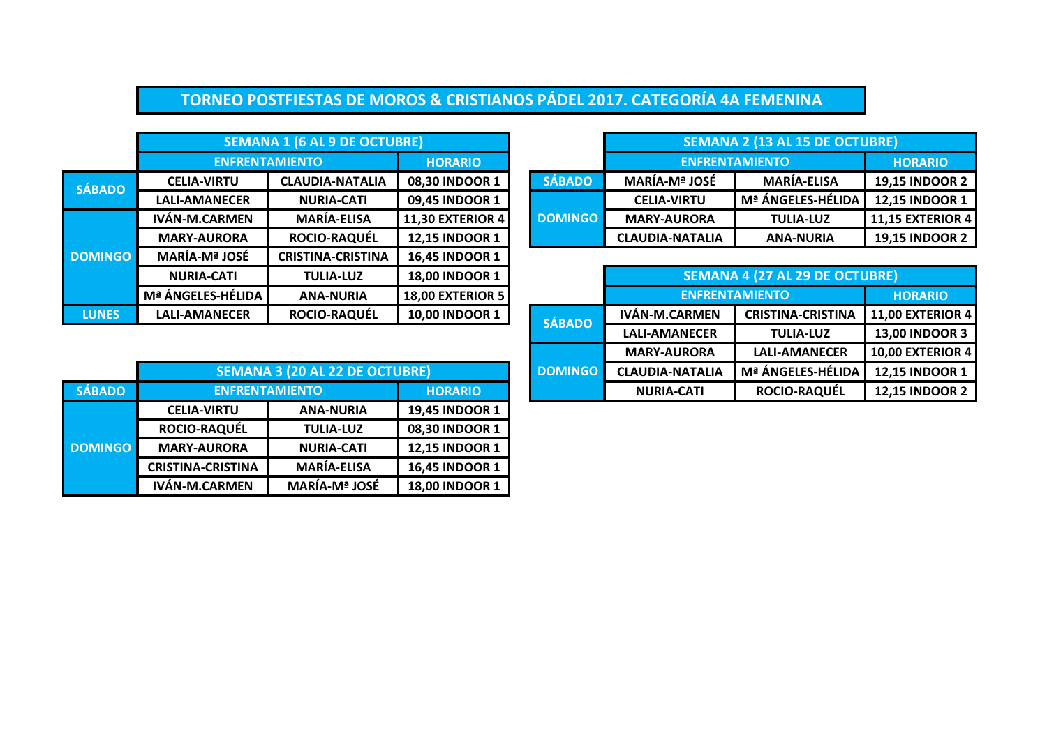# TORNEO POSTFIESTAS DE MOROS & CRISTIANOS PÁDEL 2017. CATEGORÍA 4A FEMENINA

| | SEMANA 1 (6 AL 9 DE OCTUBRE) | | |
|---|---|---|---|
| | ENFRENTAMIENTO | | HORARIO |
| SÁBADO | CELIA-VIRTU | CLAUDIA-NATALIA | 08,30 INDOOR 1 |
| | LALI-AMANECER | NURIA-CATI | 09,45 INDOOR 1 |
| DOMINGO | IVÁN-M.CARMEN | MARÍA-ELISA | 11,30 EXTERIOR 4 |
| | MARY-AURORA | ROCIO-RAQUÉL | 12,15 INDOOR 1 |
| | MARÍA-Mª JOSÉ | CRISTINA-CRISTINA | 16,45 INDOOR 1 |
| | NURIA-CATI | TULIA-LUZ | 18,00 INDOOR 1 |
| | Mª ÁNGELES-HÉLIDA | ANA-NURIA | 18,00 EXTERIOR 5 |
| LUNES | LALI-AMANECER | ROCIO-RAQUÉL | 10,00 INDOOR 1 |

| | SEMANA 2 (13 AL 15 DE OCTUBRE) | | |
|---|---|---|---|
| | ENFRENTAMIENTO | | HORARIO |
| SÁBADO | MARÍA-Mª JOSÉ | MARÍA-ELISA | 19,15 INDOOR 2 |
| DOMINGO | CELIA-VIRTU | Mª ÁNGELES-HÉLIDA | 12,15 INDOOR 1 |
| | MARY-AURORA | TULIA-LUZ | 11,15 EXTERIOR 4 |
| | CLAUDIA-NATALIA | ANA-NURIA | 19,15 INDOOR 2 |

| | SEMANA 3 (20 AL 22 DE OCTUBRE) | | |
|---|---|---|---|
| SÁBADO | ENFRENTAMIENTO | | HORARIO |
| DOMINGO | CELIA-VIRTU | ANA-NURIA | 19,45 INDOOR 1 |
| | ROCIO-RAQUÉL | TULIA-LUZ | 08,30 INDOOR 1 |
| | MARY-AURORA | NURIA-CATI | 12,15 INDOOR 1 |
| | CRISTINA-CRISTINA | MARÍA-ELISA | 16,45 INDOOR 1 |
| | IVÁN-M.CARMEN | MARÍA-Mª JOSÉ | 18,00 INDOOR 1 |

| | SEMANA 4 (27 AL 29 DE OCTUBRE) | | |
|---|---|---|---|
| | ENFRENTAMIENTO | | HORARIO |
| SÁBADO | IVÁN-M.CARMEN | CRISTINA-CRISTINA | 11,00 EXTERIOR 4 |
| | LALI-AMANECER | TULIA-LUZ | 13,00 INDOOR 3 |
| DOMINGO | MARY-AURORA | LALI-AMANECER | 10,00 EXTERIOR 4 |
| | CLAUDIA-NATALIA | Mª ÁNGELES-HÉLIDA | 12,15 INDOOR 1 |
| | NURIA-CATI | ROCIO-RAQUÉL | 12,15 INDOOR 2 |